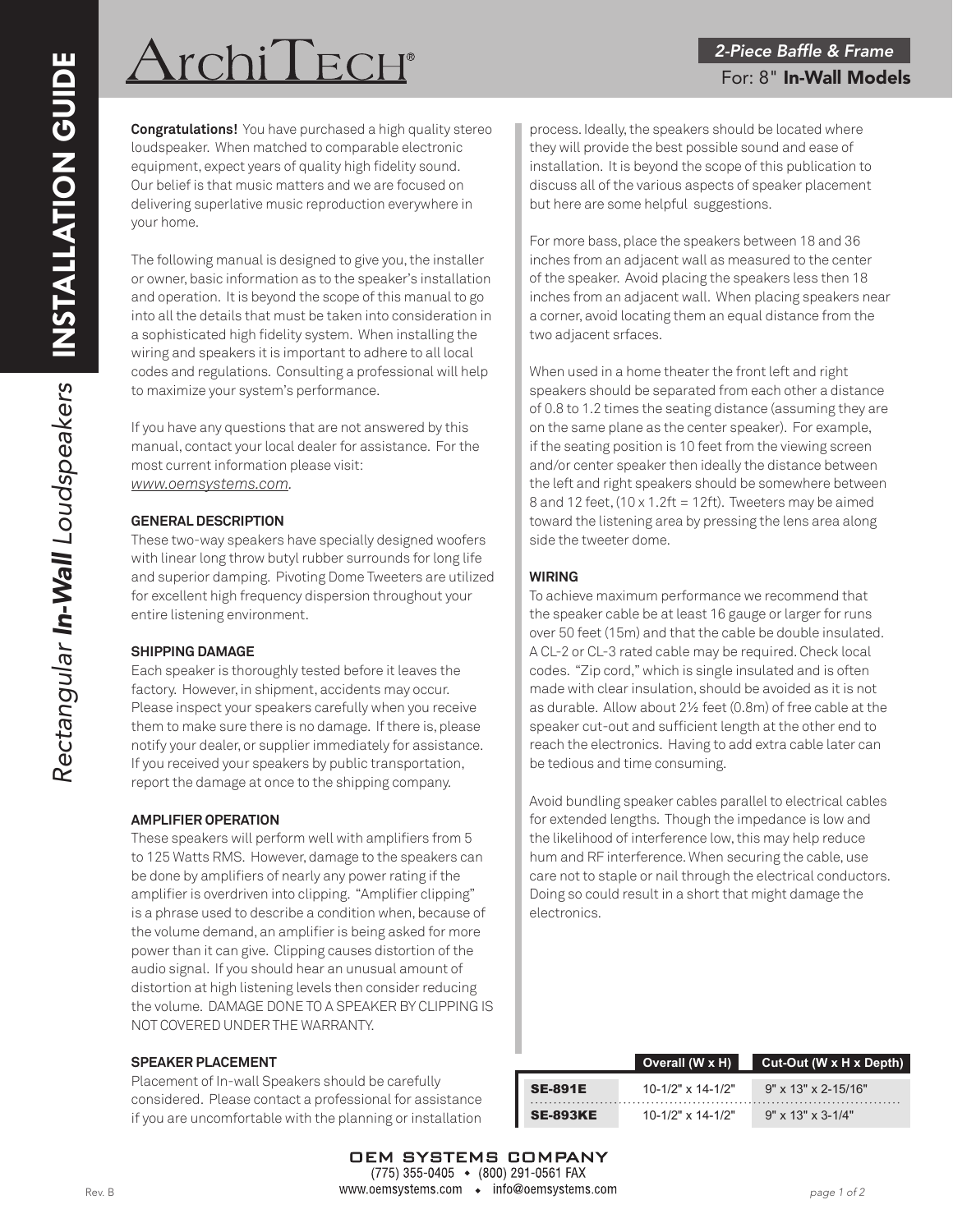# ArchiTech®

## 2-Piece Baffle & Frame

For: 8" **In-Wall Models**

# INSTALLATION GUIDE

*Rectangular **In-Wall** Loudspeakers*

**Congratulations!** You have purchased a high quality stereo loudspeaker. When matched to comparable electronic equipment, expect years of quality high fidelity sound. Our belief is that music matters and we are focused on delivering superlative music reproduction everywhere in your home.

The following manual is designed to give you, the installer or owner, basic information as to the speaker's installation and operation. It is beyond the scope of this manual to go into all the details that must be taken into consideration in a sophisticated high fidelity system. When installing the wiring and speakers it is important to adhere to all local codes and regulations. Consulting a professional will help to maximize your system's performance.

If you have any questions that are not answered by this manual, contact your local dealer for assistance. For the most current information please visit: *www.oemsystems.com*.

### GENERAL DESCRIPTION

These two-way speakers have specially designed woofers with linear long throw butyl rubber surrounds for long life and superior damping. Pivoting Dome Tweeters are utilized for excellent high frequency dispersion throughout your entire listening environment.

### SHIPPING DAMAGE

Each speaker is thoroughly tested before it leaves the factory. However, in shipment, accidents may occur. Please inspect your speakers carefully when you receive them to make sure there is no damage. If there is, please notify your dealer, or supplier immediately for assistance. If you received your speakers by public transportation, report the damage at once to the shipping company.

### AMPLIFIER OPERATION

These speakers will perform well with amplifiers from 5 to 125 Watts RMS. However, damage to the speakers can be done by amplifiers of nearly any power rating if the amplifier is overdriven into clipping. "Amplifier clipping" is a phrase used to describe a condition when, because of the volume demand, an amplifier is being asked for more power than it can give. Clipping causes distortion of the audio signal. If you should hear an unusual amount of distortion at high listening levels then consider reducing the volume. DAMAGE DONE TO A SPEAKER BY CLIPPING IS NOT COVERED UNDER THE WARRANTY.

### SPEAKER PLACEMENT

Placement of In-wall Speakers should be carefully considered. Please contact a professional for assistance if you are uncomfortable with the planning or installation process. Ideally, the speakers should be located where they will provide the best possible sound and ease of installation. It is beyond the scope of this publication to discuss all of the various aspects of speaker placement but here are some helpful suggestions.

For more bass, place the speakers between 18 and 36 inches from an adjacent wall as measured to the center of the speaker. Avoid placing the speakers less then 18 inches from an adjacent wall. When placing speakers near a corner, avoid locating them an equal distance from the two adjacent srfaces.

When used in a home theater the front left and right speakers should be separated from each other a distance of 0.8 to 1.2 times the seating distance (assuming they are on the same plane as the center speaker). For example, if the seating position is 10 feet from the viewing screen and/or center speaker then ideally the distance between the left and right speakers should be somewhere between 8 and 12 feet, (10 x 1.2ft = 12ft). Tweeters may be aimed toward the listening area by pressing the lens area along side the tweeter dome.

### WIRING

To achieve maximum performance we recommend that the speaker cable be at least 16 gauge or larger for runs over 50 feet (15m) and that the cable be double insulated. A CL-2 or CL-3 rated cable may be required. Check local codes. "Zip cord," which is single insulated and is often made with clear insulation, should be avoided as it is not as durable. Allow about 2½ feet (0.8m) of free cable at the speaker cut-out and sufficient length at the other end to reach the electronics. Having to add extra cable later can be tedious and time consuming.

Avoid bundling speaker cables parallel to electrical cables for extended lengths. Though the impedance is low and the likelihood of interference low, this may help reduce hum and RF interference. When securing the cable, use care not to staple or nail through the electrical conductors. Doing so could result in a short that might damage the electronics.

| | Overall (W x H) | Cut-Out (W x H x Depth) |
|---|---|---|
| **SE-891E** | 10-1/2" x 14-1/2" | 9" x 13" x 2-15/16" |
| **SE-893KE** | 10-1/2" x 14-1/2" | 9" x 13" x 3-1/4" |

**OEM SYSTEMS COMPANY**
(775) 355-0405 ◆ (800) 291-0561 FAX
www.oemsystems.com ◆ info@oemsystems.com

Rev. B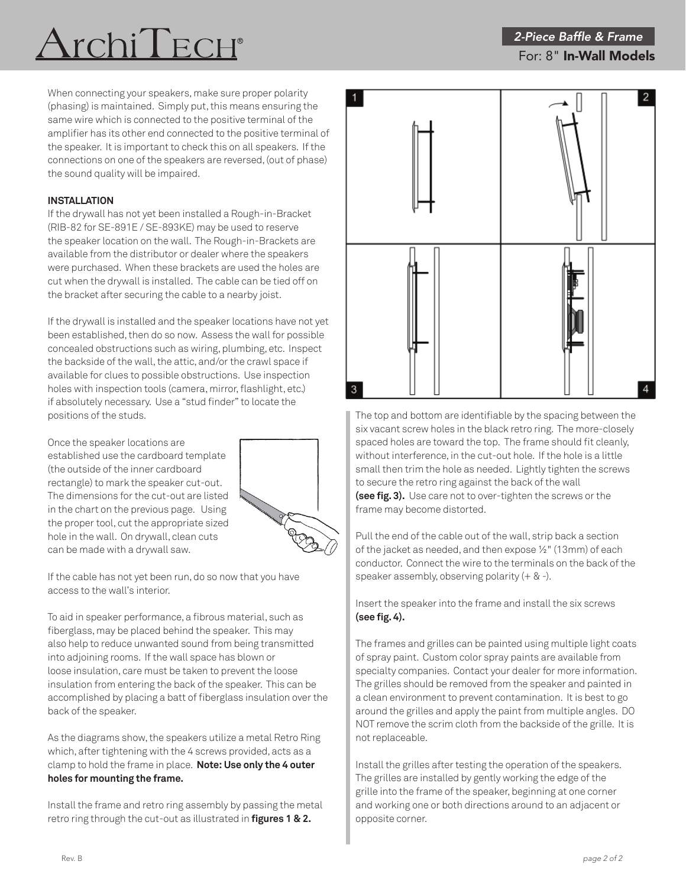# ArchiTECH®

*2-Piece Baffle & Frame*

For: 8" **In-Wall Models**

When connecting your speakers, make sure proper polarity (phasing) is maintained. Simply put, this means ensuring the same wire which is connected to the positive terminal of the amplifier has its other end connected to the positive terminal of the speaker. It is important to check this on all speakers. If the connections on one of the speakers are reversed, (out of phase) the sound quality will be impaired.

**INSTALLATION**

If the drywall has not yet been installed a Rough-in-Bracket (RIB-82 for SE-891E / SE-893KE) may be used to reserve the speaker location on the wall. The Rough-in-Brackets are available from the distributor or dealer where the speakers were purchased. When these brackets are used the holes are cut when the drywall is installed. The cable can be tied off on the bracket after securing the cable to a nearby joist.

If the drywall is installed and the speaker locations have not yet been established, then do so now. Assess the wall for possible concealed obstructions such as wiring, plumbing, etc. Inspect the backside of the wall, the attic, and/or the crawl space if available for clues to possible obstructions. Use inspection holes with inspection tools (camera, mirror, flashlight, etc.) if absolutely necessary. Use a "stud finder" to locate the positions of the studs.

Once the speaker locations are established use the cardboard template (the outside of the inner cardboard rectangle) to mark the speaker cut-out. The dimensions for the cut-out are listed in the chart on the previous page. Using the proper tool, cut the appropriate sized hole in the wall. On drywall, clean cuts can be made with a drywall saw.

If the cable has not yet been run, do so now that you have access to the wall's interior.

To aid in speaker performance, a fibrous material, such as fiberglass, may be placed behind the speaker. This may also help to reduce unwanted sound from being transmitted into adjoining rooms. If the wall space has blown or loose insulation, care must be taken to prevent the loose insulation from entering the back of the speaker. This can be accomplished by placing a batt of fiberglass insulation over the back of the speaker.

As the diagrams show, the speakers utilize a metal Retro Ring which, after tightening with the 4 screws provided, acts as a clamp to hold the frame in place. **Note: Use only the 4 outer holes for mounting the frame.**

Install the frame and retro ring assembly by passing the metal retro ring through the cut-out as illustrated in **figures 1 & 2.**

1

2

3

4

The top and bottom are identifiable by the spacing between the six vacant screw holes in the black retro ring. The more-closely spaced holes are toward the top. The frame should fit cleanly, without interference, in the cut-out hole. If the hole is a little small then trim the hole as needed. Lightly tighten the screws to secure the retro ring against the back of the wall **(see fig. 3).** Use care not to over-tighten the screws or the frame may become distorted.

Pull the end of the cable out of the wall, strip back a section of the jacket as needed, and then expose ½" (13mm) of each conductor. Connect the wire to the terminals on the back of the speaker assembly, observing polarity (+ & -).

Insert the speaker into the frame and install the six screws **(see fig. 4).**

The frames and grilles can be painted using multiple light coats of spray paint. Custom color spray paints are available from specialty companies. Contact your dealer for more information. The grilles should be removed from the speaker and painted in a clean environment to prevent contamination. It is best to go around the grilles and apply the paint from multiple angles. DO NOT remove the scrim cloth from the backside of the grille. It is not replaceable.

Install the grilles after testing the operation of the speakers. The grilles are installed by gently working the edge of the grille into the frame of the speaker, beginning at one corner and working one or both directions around to an adjacent or opposite corner.

Rev. B